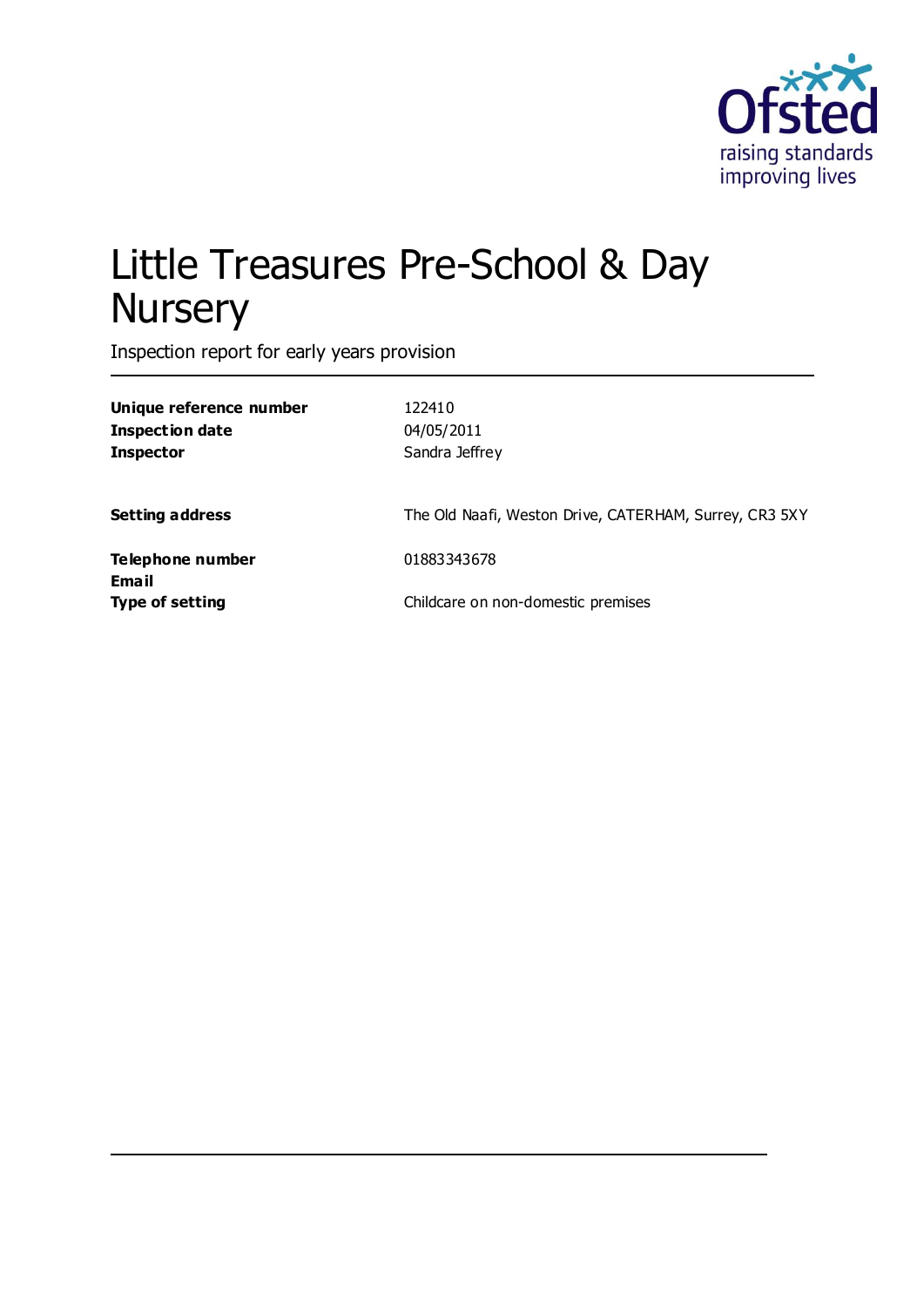# Little Treasures Pre-School & Day Nursery

Inspection report for early years provision

| | |
|---|---|
| **Unique reference number** | 122410 |
| **Inspection date** | 04/05/2011 |
| **Inspector** | Sandra Jeffrey |
| | |
| **Setting address** | The Old Naafi, Weston Drive, CATERHAM, Surrey, CR3 5XY |
| | |
| **Telephone number** | 01883343678 |
| **Email** | |
| **Type of setting** | Childcare on non-domestic premises |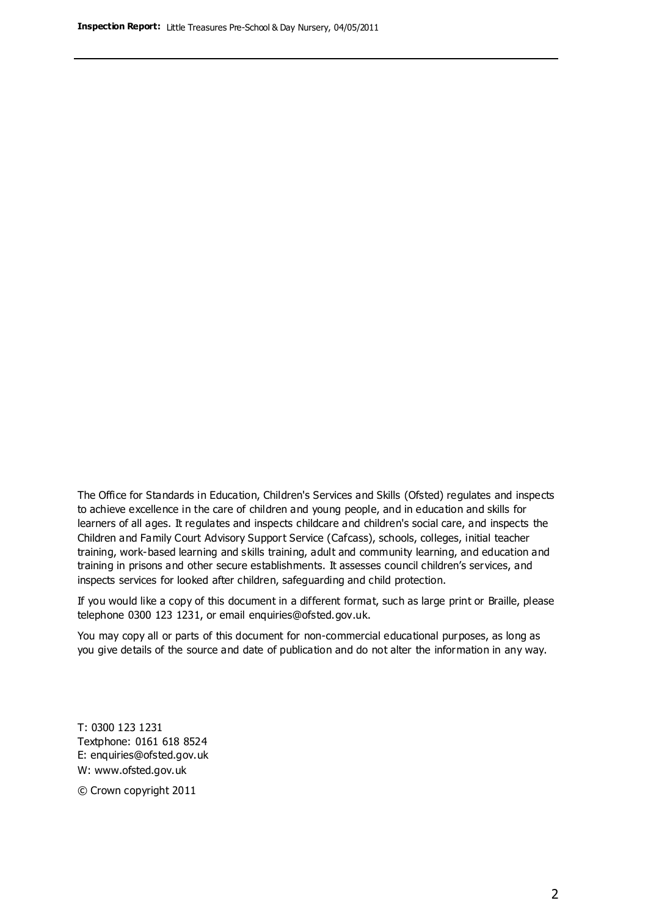The Office for Standards in Education, Children's Services and Skills (Ofsted) regulates and inspects to achieve excellence in the care of children and young people, and in education and skills for learners of all ages. It regulates and inspects childcare and children's social care, and inspects the Children and Family Court Advisory Support Service (Cafcass), schools, colleges, initial teacher training, work-based learning and skills training, adult and community learning, and education and training in prisons and other secure establishments. It assesses council children's services, and inspects services for looked after children, safeguarding and child protection.

If you would like a copy of this document in a different format, such as large print or Braille, please telephone 0300 123 1231, or email enquiries@ofsted.gov.uk.

You may copy all or parts of this document for non-commercial educational purposes, as long as you give details of the source and date of publication and do not alter the information in any way.

T: 0300 123 1231
Textphone: 0161 618 8524
E: enquiries@ofsted.gov.uk
W: www.ofsted.gov.uk

© Crown copyright 2011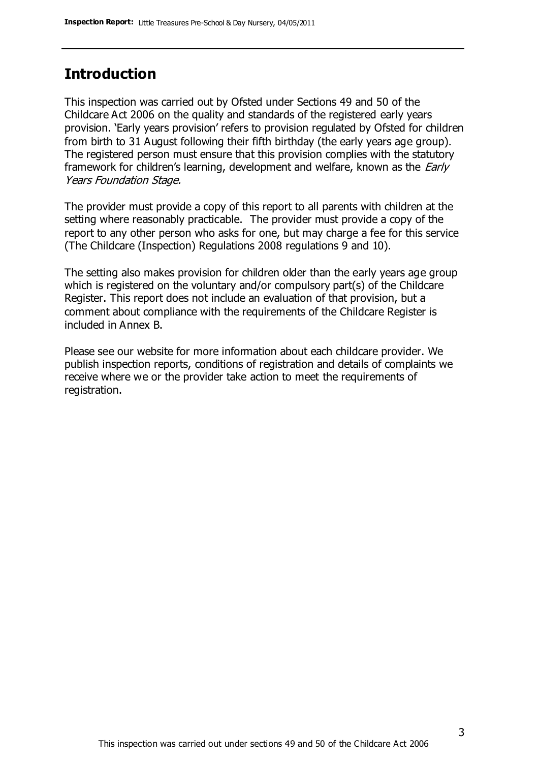## Introduction

This inspection was carried out by Ofsted under Sections 49 and 50 of the Childcare Act 2006 on the quality and standards of the registered early years provision. 'Early years provision' refers to provision regulated by Ofsted for children from birth to 31 August following their fifth birthday (the early years age group). The registered person must ensure that this provision complies with the statutory framework for children's learning, development and welfare, known as the *Early Years Foundation Stage.*

The provider must provide a copy of this report to all parents with children at the setting where reasonably practicable. The provider must provide a copy of the report to any other person who asks for one, but may charge a fee for this service (The Childcare (Inspection) Regulations 2008 regulations 9 and 10).

The setting also makes provision for children older than the early years age group which is registered on the voluntary and/or compulsory part(s) of the Childcare Register. This report does not include an evaluation of that provision, but a comment about compliance with the requirements of the Childcare Register is included in Annex B.

Please see our website for more information about each childcare provider. We publish inspection reports, conditions of registration and details of complaints we receive where we or the provider take action to meet the requirements of registration.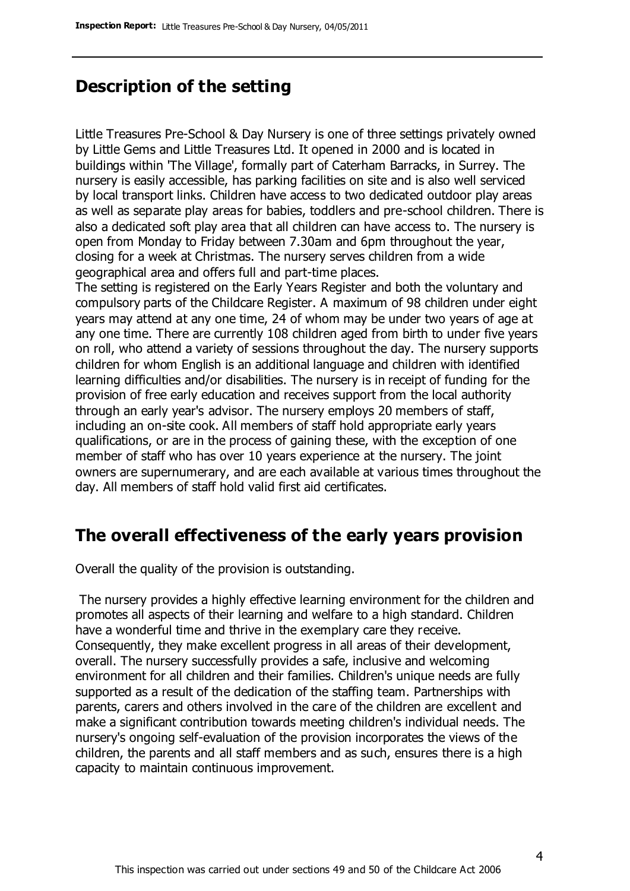## Description of the setting

Little Treasures Pre-School & Day Nursery is one of three settings privately owned by Little Gems and Little Treasures Ltd. It opened in 2000 and is located in buildings within 'The Village', formally part of Caterham Barracks, in Surrey. The nursery is easily accessible, has parking facilities on site and is also well serviced by local transport links. Children have access to two dedicated outdoor play areas as well as separate play areas for babies, toddlers and pre-school children. There is also a dedicated soft play area that all children can have access to. The nursery is open from Monday to Friday between 7.30am and 6pm throughout the year, closing for a week at Christmas. The nursery serves children from a wide geographical area and offers full and part-time places.

The setting is registered on the Early Years Register and both the voluntary and compulsory parts of the Childcare Register. A maximum of 98 children under eight years may attend at any one time, 24 of whom may be under two years of age at any one time. There are currently 108 children aged from birth to under five years on roll, who attend a variety of sessions throughout the day. The nursery supports children for whom English is an additional language and children with identified learning difficulties and/or disabilities. The nursery is in receipt of funding for the provision of free early education and receives support from the local authority through an early year's advisor. The nursery employs 20 members of staff, including an on-site cook. All members of staff hold appropriate early years qualifications, or are in the process of gaining these, with the exception of one member of staff who has over 10 years experience at the nursery. The joint owners are supernumerary, and are each available at various times throughout the day. All members of staff hold valid first aid certificates.

## The overall effectiveness of the early years provision

Overall the quality of the provision is outstanding.

The nursery provides a highly effective learning environment for the children and promotes all aspects of their learning and welfare to a high standard. Children have a wonderful time and thrive in the exemplary care they receive. Consequently, they make excellent progress in all areas of their development, overall. The nursery successfully provides a safe, inclusive and welcoming environment for all children and their families. Children's unique needs are fully supported as a result of the dedication of the staffing team. Partnerships with parents, carers and others involved in the care of the children are excellent and make a significant contribution towards meeting children's individual needs. The nursery's ongoing self-evaluation of the provision incorporates the views of the children, the parents and all staff members and as such, ensures there is a high capacity to maintain continuous improvement.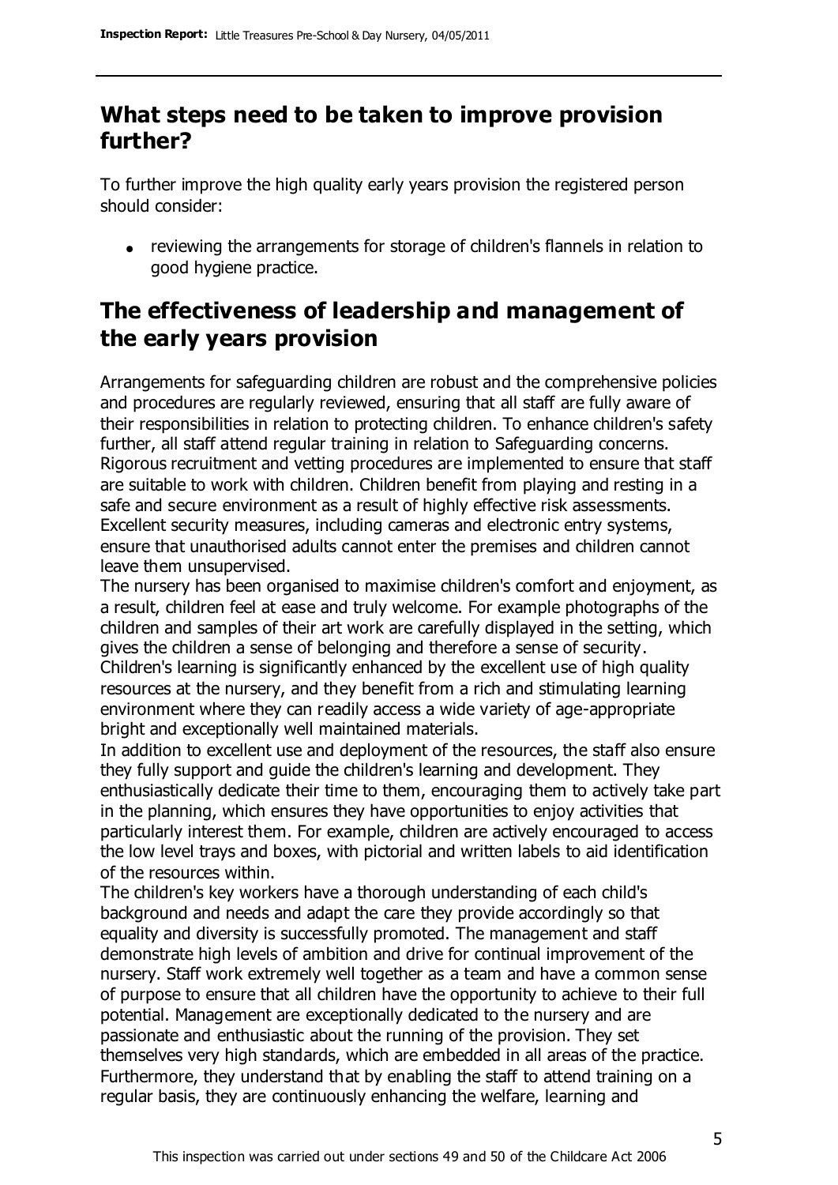## What steps need to be taken to improve provision further?

To further improve the high quality early years provision the registered person should consider:

- reviewing the arrangements for storage of children's flannels in relation to good hygiene practice.

## The effectiveness of leadership and management of the early years provision

Arrangements for safeguarding children are robust and the comprehensive policies and procedures are regularly reviewed, ensuring that all staff are fully aware of their responsibilities in relation to protecting children. To enhance children's safety further, all staff attend regular training in relation to Safeguarding concerns. Rigorous recruitment and vetting procedures are implemented to ensure that staff are suitable to work with children. Children benefit from playing and resting in a safe and secure environment as a result of highly effective risk assessments. Excellent security measures, including cameras and electronic entry systems, ensure that unauthorised adults cannot enter the premises and children cannot leave them unsupervised.

The nursery has been organised to maximise children's comfort and enjoyment, as a result, children feel at ease and truly welcome. For example photographs of the children and samples of their art work are carefully displayed in the setting, which gives the children a sense of belonging and therefore a sense of security. Children's learning is significantly enhanced by the excellent use of high quality resources at the nursery, and they benefit from a rich and stimulating learning environment where they can readily access a wide variety of age-appropriate bright and exceptionally well maintained materials.

In addition to excellent use and deployment of the resources, the staff also ensure they fully support and guide the children's learning and development. They enthusiastically dedicate their time to them, encouraging them to actively take part in the planning, which ensures they have opportunities to enjoy activities that particularly interest them. For example, children are actively encouraged to access the low level trays and boxes, with pictorial and written labels to aid identification of the resources within.

The children's key workers have a thorough understanding of each child's background and needs and adapt the care they provide accordingly so that equality and diversity is successfully promoted. The management and staff demonstrate high levels of ambition and drive for continual improvement of the nursery. Staff work extremely well together as a team and have a common sense of purpose to ensure that all children have the opportunity to achieve to their full potential. Management are exceptionally dedicated to the nursery and are passionate and enthusiastic about the running of the provision. They set themselves very high standards, which are embedded in all areas of the practice. Furthermore, they understand that by enabling the staff to attend training on a regular basis, they are continuously enhancing the welfare, learning and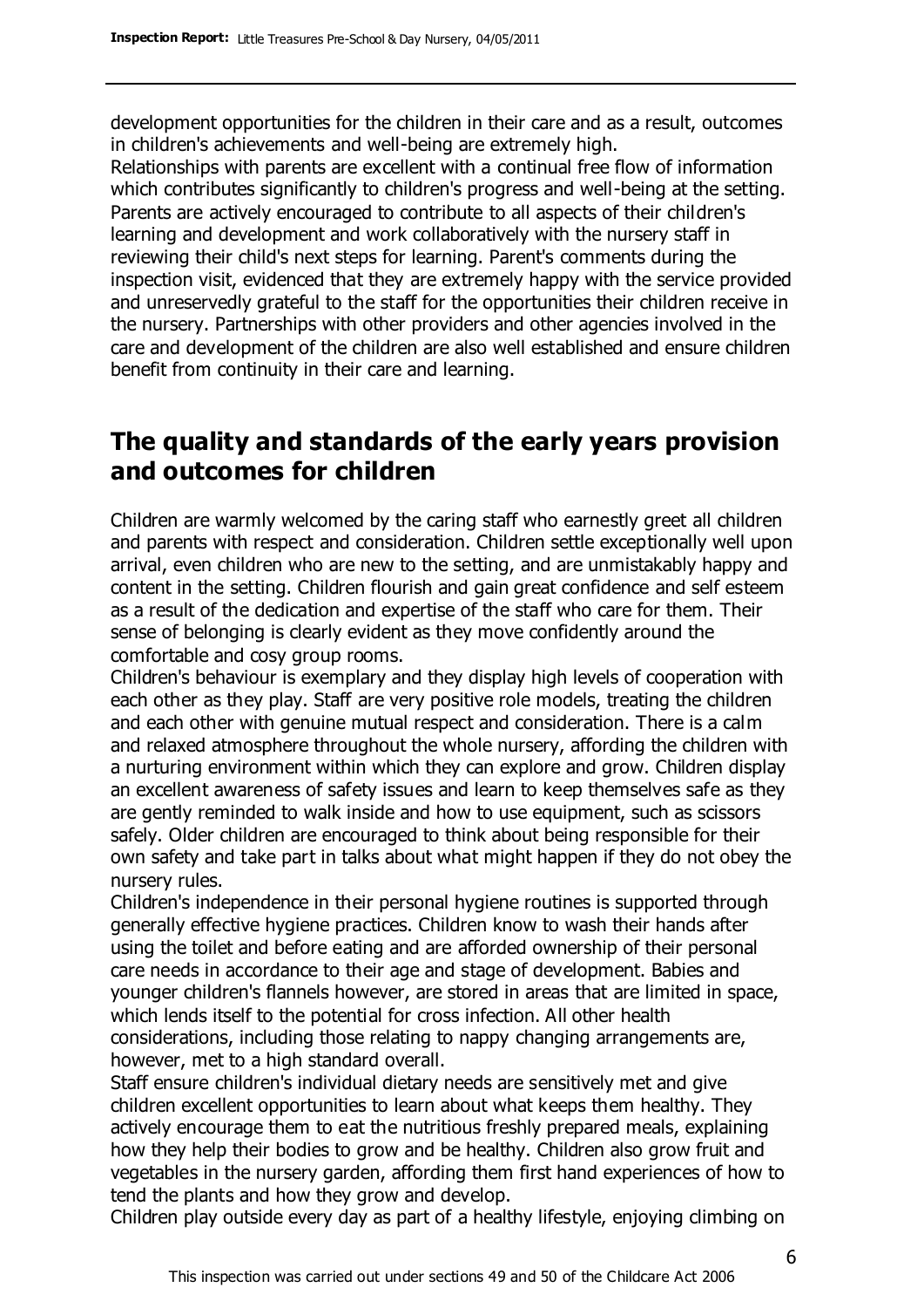development opportunities for the children in their care and as a result, outcomes in children's achievements and well-being are extremely high.
Relationships with parents are excellent with a continual free flow of information which contributes significantly to children's progress and well-being at the setting. Parents are actively encouraged to contribute to all aspects of their children's learning and development and work collaboratively with the nursery staff in reviewing their child's next steps for learning. Parent's comments during the inspection visit, evidenced that they are extremely happy with the service provided and unreservedly grateful to the staff for the opportunities their children receive in the nursery. Partnerships with other providers and other agencies involved in the care and development of the children are also well established and ensure children benefit from continuity in their care and learning.

## The quality and standards of the early years provision and outcomes for children

Children are warmly welcomed by the caring staff who earnestly greet all children and parents with respect and consideration. Children settle exceptionally well upon arrival, even children who are new to the setting, and are unmistakably happy and content in the setting. Children flourish and gain great confidence and self esteem as a result of the dedication and expertise of the staff who care for them. Their sense of belonging is clearly evident as they move confidently around the comfortable and cosy group rooms.
Children's behaviour is exemplary and they display high levels of cooperation with each other as they play. Staff are very positive role models, treating the children and each other with genuine mutual respect and consideration. There is a calm and relaxed atmosphere throughout the whole nursery, affording the children with a nurturing environment within which they can explore and grow. Children display an excellent awareness of safety issues and learn to keep themselves safe as they are gently reminded to walk inside and how to use equipment, such as scissors safely. Older children are encouraged to think about being responsible for their own safety and take part in talks about what might happen if they do not obey the nursery rules.
Children's independence in their personal hygiene routines is supported through generally effective hygiene practices. Children know to wash their hands after using the toilet and before eating and are afforded ownership of their personal care needs in accordance to their age and stage of development. Babies and younger children's flannels however, are stored in areas that are limited in space, which lends itself to the potential for cross infection. All other health considerations, including those relating to nappy changing arrangements are, however, met to a high standard overall.
Staff ensure children's individual dietary needs are sensitively met and give children excellent opportunities to learn about what keeps them healthy. They actively encourage them to eat the nutritious freshly prepared meals, explaining how they help their bodies to grow and be healthy. Children also grow fruit and vegetables in the nursery garden, affording them first hand experiences of how to tend the plants and how they grow and develop.
Children play outside every day as part of a healthy lifestyle, enjoying climbing on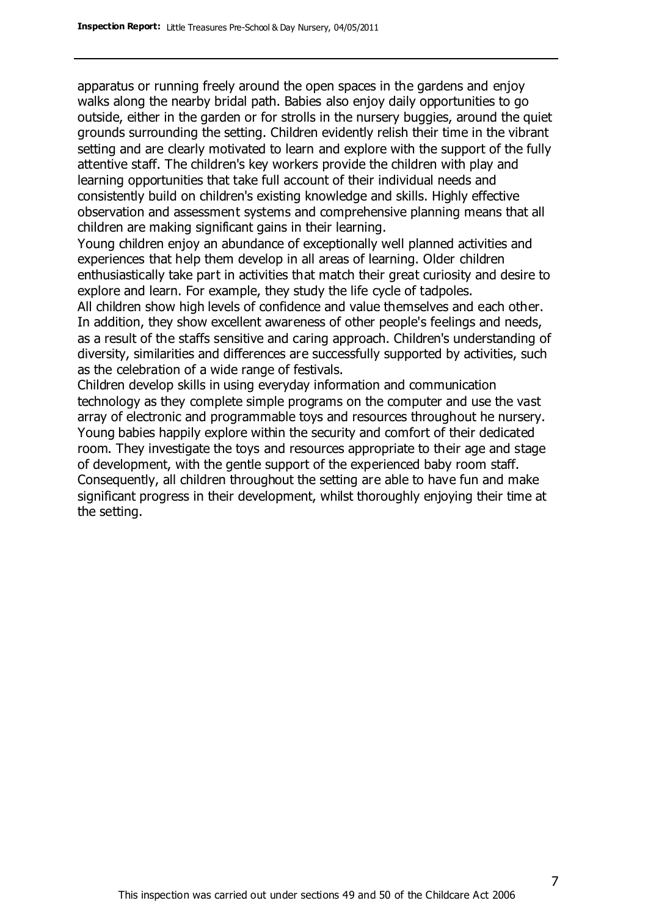apparatus or running freely around the open spaces in the gardens and enjoy walks along the nearby bridal path. Babies also enjoy daily opportunities to go outside, either in the garden or for strolls in the nursery buggies, around the quiet grounds surrounding the setting. Children evidently relish their time in the vibrant setting and are clearly motivated to learn and explore with the support of the fully attentive staff. The children's key workers provide the children with play and learning opportunities that take full account of their individual needs and consistently build on children's existing knowledge and skills. Highly effective observation and assessment systems and comprehensive planning means that all children are making significant gains in their learning.

Young children enjoy an abundance of exceptionally well planned activities and experiences that help them develop in all areas of learning. Older children enthusiastically take part in activities that match their great curiosity and desire to explore and learn. For example, they study the life cycle of tadpoles.

All children show high levels of confidence and value themselves and each other. In addition, they show excellent awareness of other people's feelings and needs, as a result of the staffs sensitive and caring approach. Children's understanding of diversity, similarities and differences are successfully supported by activities, such as the celebration of a wide range of festivals.

Children develop skills in using everyday information and communication technology as they complete simple programs on the computer and use the vast array of electronic and programmable toys and resources throughout he nursery. Young babies happily explore within the security and comfort of their dedicated room. They investigate the toys and resources appropriate to their age and stage of development, with the gentle support of the experienced baby room staff. Consequently, all children throughout the setting are able to have fun and make significant progress in their development, whilst thoroughly enjoying their time at the setting.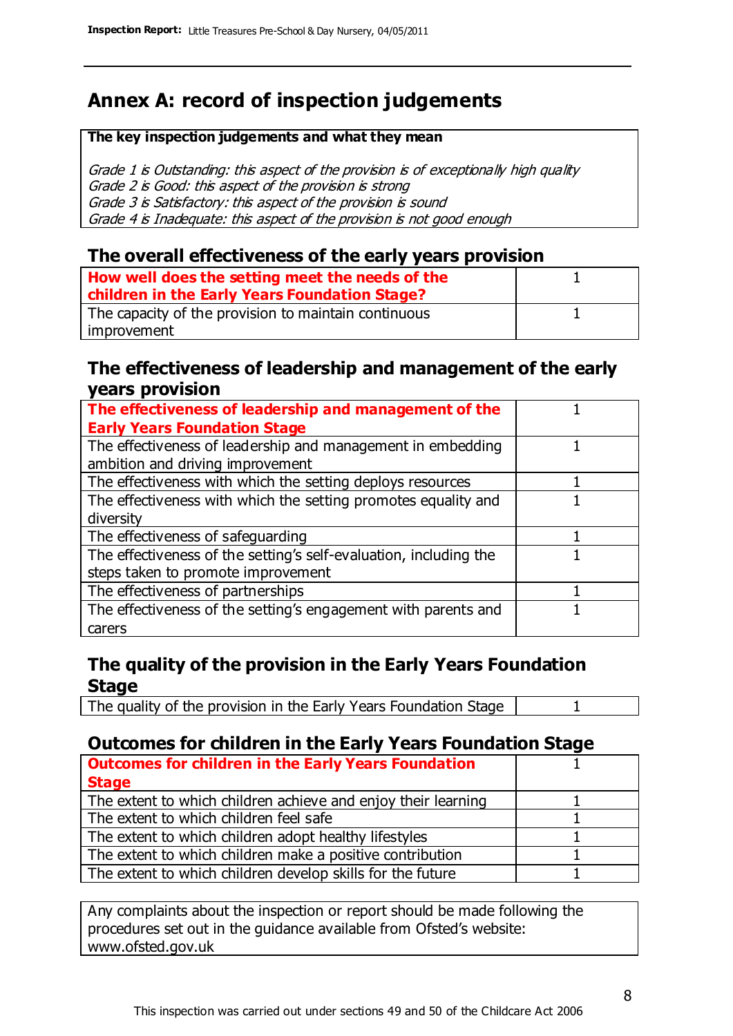# Annex A: record of inspection judgements

**The key inspection judgements and what they mean**

*Grade 1 is Outstanding: this aspect of the provision is of exceptionally high quality*
*Grade 2 is Good: this aspect of the provision is strong*
*Grade 3 is Satisfactory: this aspect of the provision is sound*
*Grade 4 is Inadequate: this aspect of the provision is not good enough*

## The overall effectiveness of the early years provision

| | |
|---|---|
| **How well does the setting meet the needs of the children in the Early Years Foundation Stage?** | 1 |
| The capacity of the provision to maintain continuous improvement | 1 |

## The effectiveness of leadership and management of the early years provision

| | |
|---|---|
| **The effectiveness of leadership and management of the Early Years Foundation Stage** | 1 |
| The effectiveness of leadership and management in embedding ambition and driving improvement | 1 |
| The effectiveness with which the setting deploys resources | 1 |
| The effectiveness with which the setting promotes equality and diversity | 1 |
| The effectiveness of safeguarding | 1 |
| The effectiveness of the setting's self-evaluation, including the steps taken to promote improvement | 1 |
| The effectiveness of partnerships | 1 |
| The effectiveness of the setting's engagement with parents and carers | 1 |

## The quality of the provision in the Early Years Foundation Stage

| | |
|---|---|
| The quality of the provision in the Early Years Foundation Stage | 1 |

## Outcomes for children in the Early Years Foundation Stage

| | |
|---|---|
| **Outcomes for children in the Early Years Foundation Stage** | 1 |
| The extent to which children achieve and enjoy their learning | 1 |
| The extent to which children feel safe | 1 |
| The extent to which children adopt healthy lifestyles | 1 |
| The extent to which children make a positive contribution | 1 |
| The extent to which children develop skills for the future | 1 |

Any complaints about the inspection or report should be made following the procedures set out in the guidance available from Ofsted's website: www.ofsted.gov.uk

This inspection was carried out under sections 49 and 50 of the Childcare Act 2006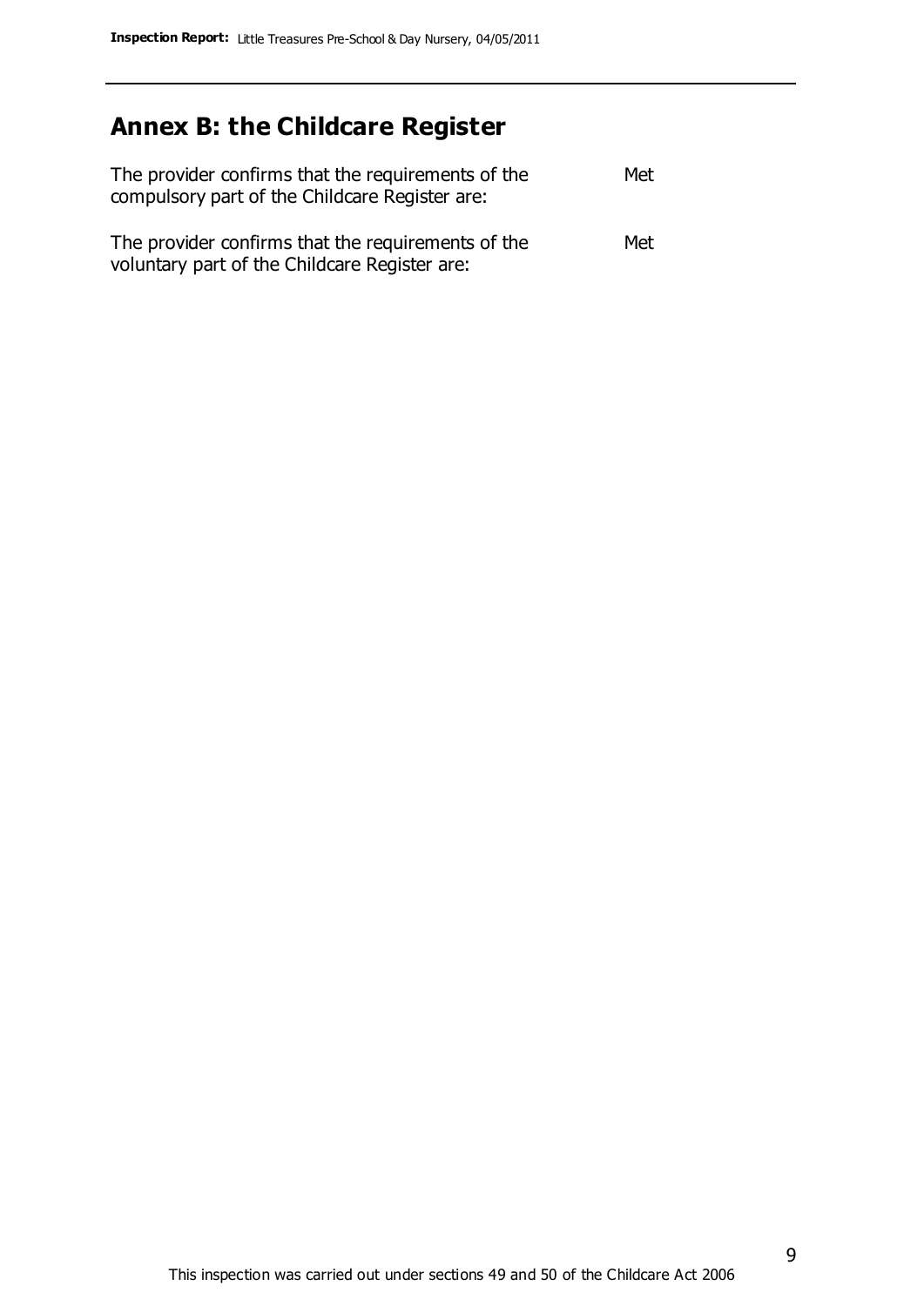## Annex B: the Childcare Register

| | |
|---|---|
| The provider confirms that the requirements of the compulsory part of the Childcare Register are: | Met |
| The provider confirms that the requirements of the voluntary part of the Childcare Register are: | Met |

This inspection was carried out under sections 49 and 50 of the Childcare Act 2006